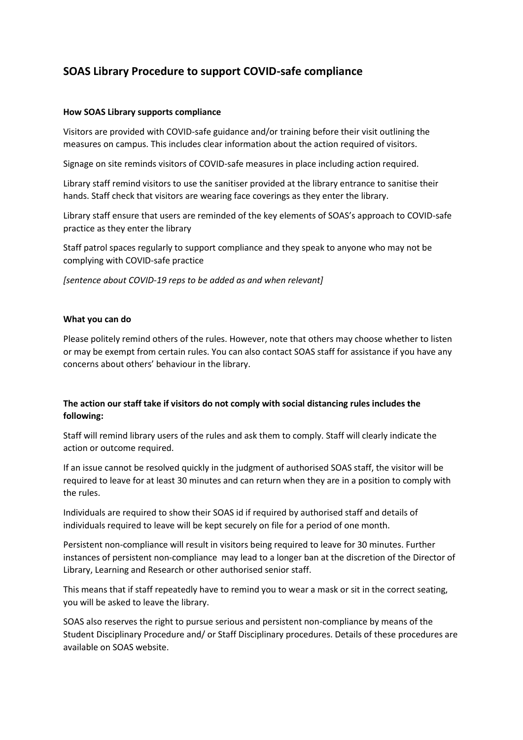# SOAS Library Procedure to support COVID-safe compliance

**How SOAS Library supports compliance**

Visitors are provided with COVID-safe guidance and/or training before their visit outlining the measures on campus. This includes clear information about the action required of visitors.

Signage on site reminds visitors of COVID-safe measures in place including action required.

Library staff remind visitors to use the sanitiser provided at the library entrance to sanitise their hands. Staff check that visitors are wearing face coverings as they enter the library.

Library staff ensure that users are reminded of the key elements of SOAS's approach to COVID-safe practice as they enter the library

Staff patrol spaces regularly to support compliance and they speak to anyone who may not be complying with COVID-safe practice

*[sentence about COVID-19 reps to be added as and when relevant]*

**What you can do**

Please politely remind others of the rules. However, note that others may choose whether to listen or may be exempt from certain rules. You can also contact SOAS staff for assistance if you have any concerns about others' behaviour in the library.

**The action our staff take if visitors do not comply with social distancing rules includes the following:**

Staff will remind library users of the rules and ask them to comply. Staff will clearly indicate the action or outcome required.

If an issue cannot be resolved quickly in the judgment of authorised SOAS staff, the visitor will be required to leave for at least 30 minutes and can return when they are in a position to comply with the rules.

Individuals are required to show their SOAS id if required by authorised staff and details of individuals required to leave will be kept securely on file for a period of one month.

Persistent non-compliance will result in visitors being required to leave for 30 minutes. Further instances of persistent non-compliance may lead to a longer ban at the discretion of the Director of Library, Learning and Research or other authorised senior staff.

This means that if staff repeatedly have to remind you to wear a mask or sit in the correct seating, you will be asked to leave the library.

SOAS also reserves the right to pursue serious and persistent non-compliance by means of the Student Disciplinary Procedure and/ or Staff Disciplinary procedures. Details of these procedures are available on SOAS website.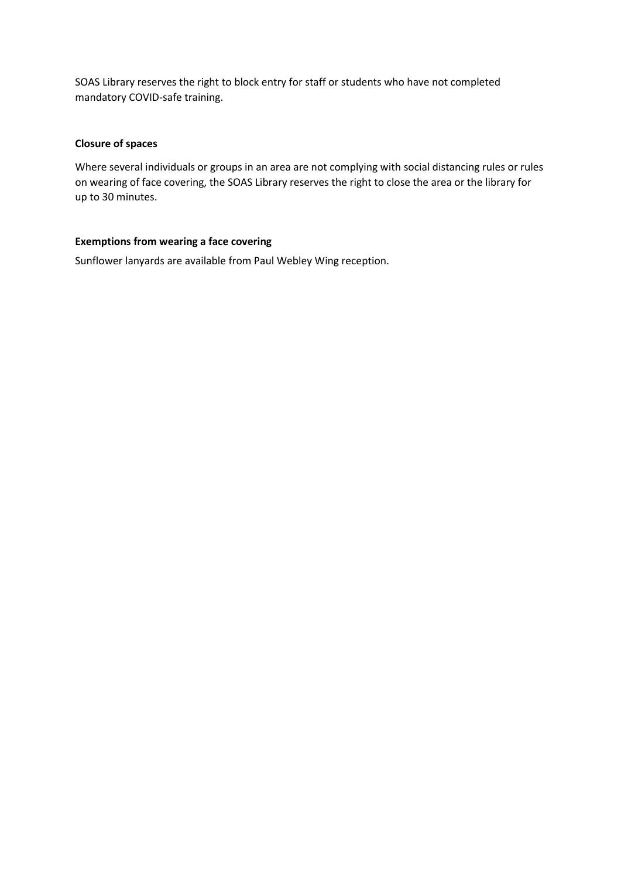SOAS Library reserves the right to block entry for staff or students who have not completed mandatory COVID-safe training.

**Closure of spaces**

Where several individuals or groups in an area are not complying with social distancing rules or rules on wearing of face covering, the SOAS Library reserves the right to close the area or the library for up to 30 minutes.

**Exemptions from wearing a face covering**

Sunflower lanyards are available from Paul Webley Wing reception.